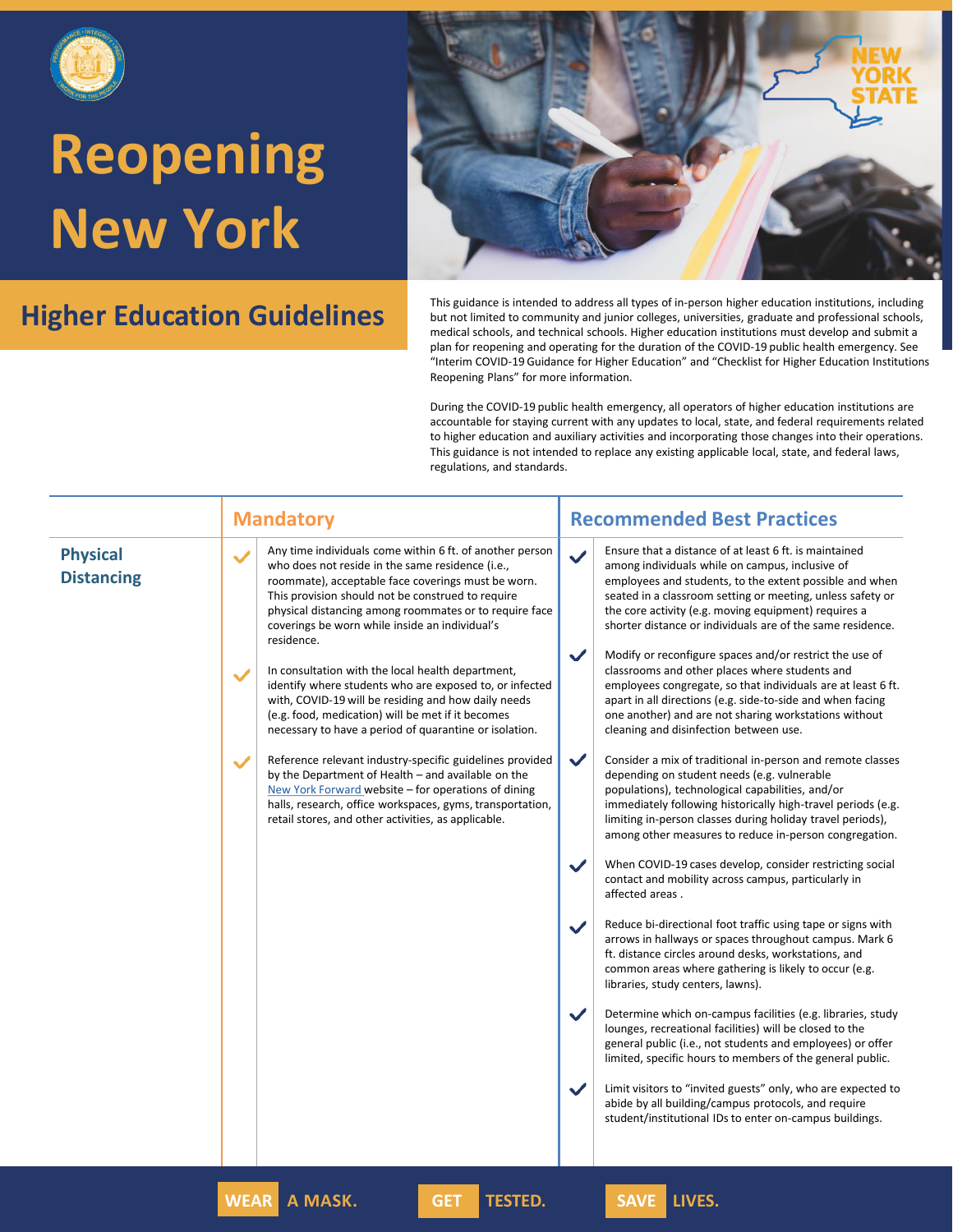# Reopening New York

## Higher Education Guidelines

This guidance is intended to address all types of in-person higher education institutions, including but not limited to community and junior colleges, universities, graduate and professional schools, medical schools, and technical schools. Higher education institutions must develop and submit a plan for reopening and operating for the duration of the COVID-19 public health emergency. See "Interim COVID-19 Guidance for Higher Education" and "Checklist for Higher Education Institutions Reopening Plans" for more information.

During the COVID-19 public health emergency, all operators of higher education institutions are accountable for staying current with any updates to local, state, and federal requirements related to higher education and auxiliary activities and incorporating those changes into their operations. This guidance is not intended to replace any existing applicable local, state, and federal laws, regulations, and standards.

| | Mandatory | Recommended Best Practices |
|---|---|---|
| **Physical Distancing** | ✓ Any time individuals come within 6 ft. of another person who does not reside in the same residence (i.e., roommate), acceptable face coverings must be worn. This provision should not be construed to require physical distancing among roommates or to require face coverings be worn while inside an individual's residence.<br><br>✓ In consultation with the local health department, identify where students who are exposed to, or infected with, COVID-19 will be residing and how daily needs (e.g. food, medication) will be met if it becomes necessary to have a period of quarantine or isolation.<br><br>✓ Reference relevant industry-specific guidelines provided by the Department of Health – and available on the New York Forward website – for operations of dining halls, research, office workspaces, gyms, transportation, retail stores, and other activities, as applicable. | ✓ Ensure that a distance of at least 6 ft. is maintained among individuals while on campus, inclusive of employees and students, to the extent possible and when seated in a classroom setting or meeting, unless safety or the core activity (e.g. moving equipment) requires a shorter distance or individuals are of the same residence.<br><br>✓ Modify or reconfigure spaces and/or restrict the use of classrooms and other places where students and employees congregate, so that individuals are at least 6 ft. apart in all directions (e.g. side-to-side and when facing one another) and are not sharing workstations without cleaning and disinfection between use.<br><br>✓ Consider a mix of traditional in-person and remote classes depending on student needs (e.g. vulnerable populations), technological capabilities, and/or immediately following historically high-travel periods (e.g. limiting in-person classes during holiday travel periods), among other measures to reduce in-person congregation.<br><br>✓ When COVID-19 cases develop, consider restricting social contact and mobility across campus, particularly in affected areas .<br><br>✓ Reduce bi-directional foot traffic using tape or signs with arrows in hallways or spaces throughout campus. Mark 6 ft. distance circles around desks, workstations, and common areas where gathering is likely to occur (e.g. libraries, study centers, lawns).<br><br>✓ Determine which on-campus facilities (e.g. libraries, study lounges, recreational facilities) will be closed to the general public (i.e., not students and employees) or offer limited, specific hours to members of the general public.<br><br>✓ Limit visitors to "invited guests" only, who are expected to abide by all building/campus protocols, and require student/institutional IDs to enter on-campus buildings. |

WEAR A MASK. GET TESTED. SAVE LIVES.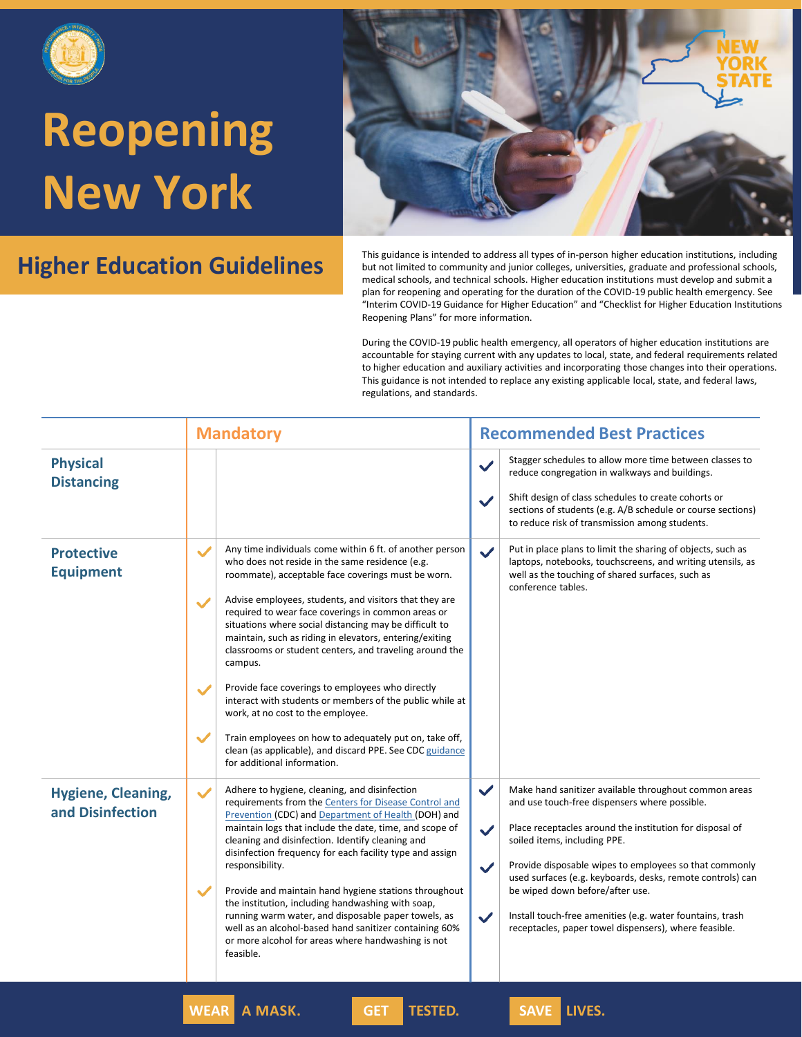# Reopening New York

## Higher Education Guidelines

This guidance is intended to address all types of in-person higher education institutions, including but not limited to community and junior colleges, universities, graduate and professional schools, medical schools, and technical schools. Higher education institutions must develop and submit a plan for reopening and operating for the duration of the COVID-19 public health emergency. See "Interim COVID-19 Guidance for Higher Education" and "Checklist for Higher Education Institutions Reopening Plans" for more information.

During the COVID-19 public health emergency, all operators of higher education institutions are accountable for staying current with any updates to local, state, and federal requirements related to higher education and auxiliary activities and incorporating those changes into their operations. This guidance is not intended to replace any existing applicable local, state, and federal laws, regulations, and standards.

| | Mandatory | Recommended Best Practices |
|---|---|---|
| **Physical Distancing** | | ✓ Stagger schedules to allow more time between classes to reduce congregation in walkways and buildings.<br><br>✓ Shift design of class schedules to create cohorts or sections of students (e.g. A/B schedule or course sections) to reduce risk of transmission among students. |
| **Protective Equipment** | ✓ Any time individuals come within 6 ft. of another person who does not reside in the same residence (e.g. roommate), acceptable face coverings must be worn.<br><br>✓ Advise employees, students, and visitors that they are required to wear face coverings in common areas or situations where social distancing may be difficult to maintain, such as riding in elevators, entering/exiting classrooms or student centers, and traveling around the campus.<br><br>✓ Provide face coverings to employees who directly interact with students or members of the public while at work, at no cost to the employee.<br><br>✓ Train employees on how to adequately put on, take off, clean (as applicable), and discard PPE. See CDC guidance for additional information. | ✓ Put in place plans to limit the sharing of objects, such as laptops, notebooks, touchscreens, and writing utensils, as well as the touching of shared surfaces, such as conference tables. |
| **Hygiene, Cleaning, and Disinfection** | ✓ Adhere to hygiene, cleaning, and disinfection requirements from the Centers for Disease Control and Prevention (CDC) and Department of Health (DOH) and maintain logs that include the date, time, and scope of cleaning and disinfection. Identify cleaning and disinfection frequency for each facility type and assign responsibility.<br><br>✓ Provide and maintain hand hygiene stations throughout the institution, including handwashing with soap, running warm water, and disposable paper towels, as well as an alcohol-based hand sanitizer containing 60% or more alcohol for areas where handwashing is not feasible. | ✓ Make hand sanitizer available throughout common areas and use touch-free dispensers where possible.<br><br>✓ Place receptacles around the institution for disposal of soiled items, including PPE.<br><br>✓ Provide disposable wipes to employees so that commonly used surfaces (e.g. keyboards, desks, remote controls) can be wiped down before/after use.<br><br>✓ Install touch-free amenities (e.g. water fountains, trash receptacles, paper towel dispensers), where feasible. |

WEAR A MASK. GET TESTED. SAVE LIVES.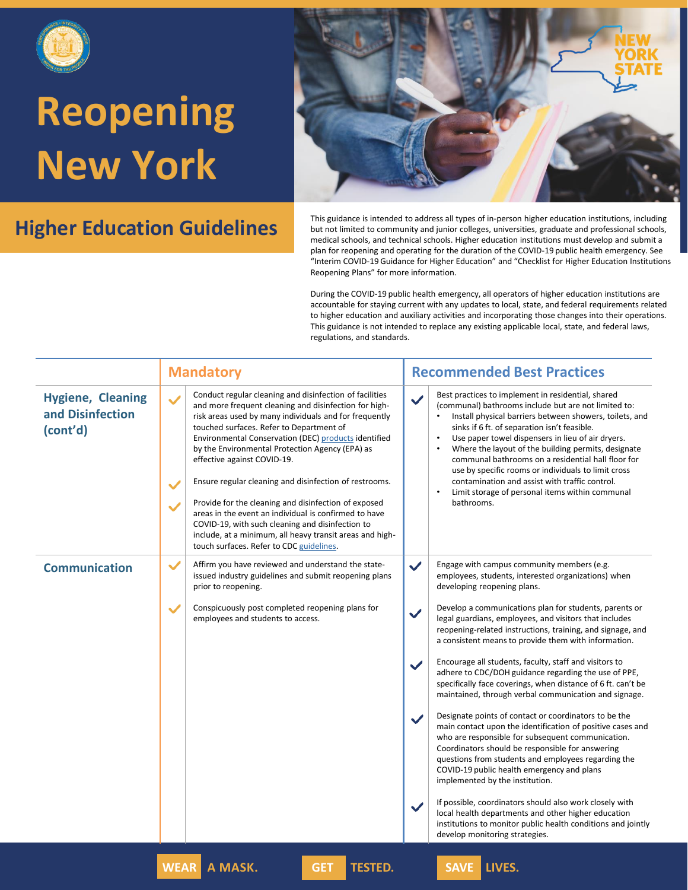# Reopening New York

## Higher Education Guidelines

This guidance is intended to address all types of in-person higher education institutions, including but not limited to community and junior colleges, universities, graduate and professional schools, medical schools, and technical schools. Higher education institutions must develop and submit a plan for reopening and operating for the duration of the COVID-19 public health emergency. See "Interim COVID-19 Guidance for Higher Education" and "Checklist for Higher Education Institutions Reopening Plans" for more information.

During the COVID-19 public health emergency, all operators of higher education institutions are accountable for staying current with any updates to local, state, and federal requirements related to higher education and auxiliary activities and incorporating those changes into their operations. This guidance is not intended to replace any existing applicable local, state, and federal laws, regulations, and standards.

| | Mandatory | Recommended Best Practices |
|---|---|---|
| **Hygiene, Cleaning and Disinfection (cont'd)** | ✓ Conduct regular cleaning and disinfection of facilities and more frequent cleaning and disinfection for high-risk areas used by many individuals and for frequently touched surfaces. Refer to Department of Environmental Conservation (DEC) products identified by the Environmental Protection Agency (EPA) as effective against COVID-19.<br><br>✓ Ensure regular cleaning and disinfection of restrooms.<br><br>✓ Provide for the cleaning and disinfection of exposed areas in the event an individual is confirmed to have COVID-19, with such cleaning and disinfection to include, at a minimum, all heavy transit areas and high-touch surfaces. Refer to CDC guidelines. | ✓ Best practices to implement in residential, shared (communal) bathrooms include but are not limited to:<br>• Install physical barriers between showers, toilets, and sinks if 6 ft. of separation isn't feasible.<br>• Use paper towel dispensers in lieu of air dryers.<br>• Where the layout of the building permits, designate communal bathrooms on a residential hall floor for use by specific rooms or individuals to limit cross contamination and assist with traffic control.<br>• Limit storage of personal items within communal bathrooms. |
| **Communication** | ✓ Affirm you have reviewed and understand the state-issued industry guidelines and submit reopening plans prior to reopening.<br><br>✓ Conspicuously post completed reopening plans for employees and students to access. | ✓ Engage with campus community members (e.g. employees, students, interested organizations) when developing reopening plans.<br><br>✓ Develop a communications plan for students, parents or legal guardians, employees, and visitors that includes reopening-related instructions, training, and signage, and a consistent means to provide them with information.<br><br>✓ Encourage all students, faculty, staff and visitors to adhere to CDC/DOH guidance regarding the use of PPE, specifically face coverings, when distance of 6 ft. can't be maintained, through verbal communication and signage.<br><br>✓ Designate points of contact or coordinators to be the main contact upon the identification of positive cases and who are responsible for subsequent communication. Coordinators should be responsible for answering questions from students and employees regarding the COVID-19 public health emergency and plans implemented by the institution.<br><br>✓ If possible, coordinators should also work closely with local health departments and other higher education institutions to monitor public health conditions and jointly develop monitoring strategies. |

WEAR A MASK. GET TESTED. SAVE LIVES.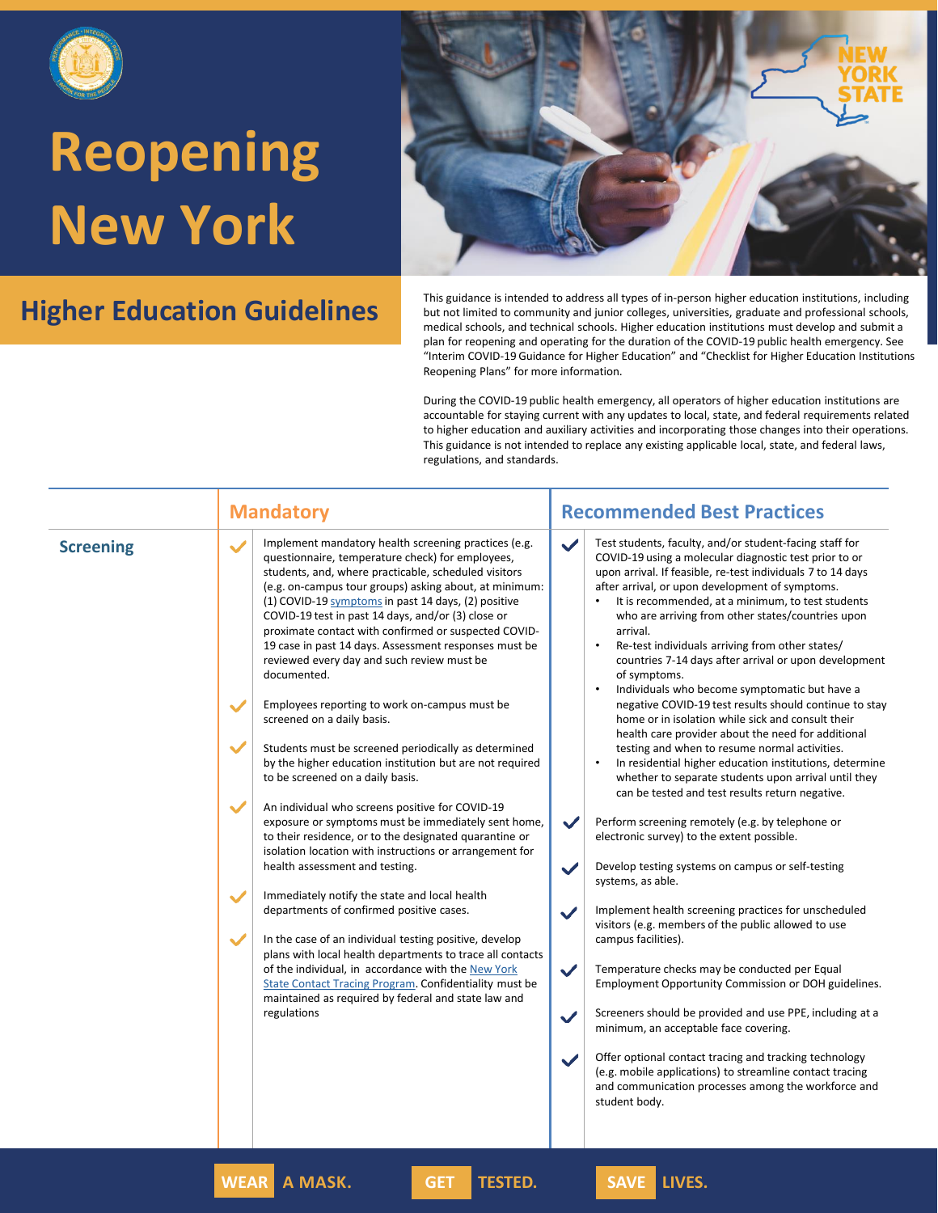# Reopening New York

## Higher Education Guidelines

This guidance is intended to address all types of in-person higher education institutions, including but not limited to community and junior colleges, universities, graduate and professional schools, medical schools, and technical schools. Higher education institutions must develop and submit a plan for reopening and operating for the duration of the COVID-19 public health emergency. See "Interim COVID-19 Guidance for Higher Education" and "Checklist for Higher Education Institutions Reopening Plans" for more information.

During the COVID-19 public health emergency, all operators of higher education institutions are accountable for staying current with any updates to local, state, and federal requirements related to higher education and auxiliary activities and incorporating those changes into their operations. This guidance is not intended to replace any existing applicable local, state, and federal laws, regulations, and standards.

| | Mandatory | Recommended Best Practices |
|---|---|---|
| **Screening** | ✓ Implement mandatory health screening practices (e.g. questionnaire, temperature check) for employees, students, and, where practicable, scheduled visitors (e.g. on-campus tour groups) asking about, at minimum: (1) COVID-19 symptoms in past 14 days, (2) positive COVID-19 test in past 14 days, and/or (3) close or proximate contact with confirmed or suspected COVID-19 case in past 14 days. Assessment responses must be reviewed every day and such review must be documented.<br><br>✓ Employees reporting to work on-campus must be screened on a daily basis.<br><br>✓ Students must be screened periodically as determined by the higher education institution but are not required to be screened on a daily basis.<br><br>✓ An individual who screens positive for COVID-19 exposure or symptoms must be immediately sent home, to their residence, or to the designated quarantine or isolation location with instructions or arrangement for health assessment and testing.<br><br>✓ Immediately notify the state and local health departments of confirmed positive cases.<br><br>✓ In the case of an individual testing positive, develop plans with local health departments to trace all contacts of the individual, in accordance with the New York State Contact Tracing Program. Confidentiality must be maintained as required by federal and state law and regulations | ✓ Test students, faculty, and/or student-facing staff for COVID-19 using a molecular diagnostic test prior to or upon arrival. If feasible, re-test individuals 7 to 14 days after arrival, or upon development of symptoms.<br>• It is recommended, at a minimum, to test students who are arriving from other states/countries upon arrival.<br>• Re-test individuals arriving from other states/ countries 7-14 days after arrival or upon development of symptoms.<br>• Individuals who become symptomatic but have a negative COVID-19 test results should continue to stay home or in isolation while sick and consult their health care provider about the need for additional testing and when to resume normal activities.<br>• In residential higher education institutions, determine whether to separate students upon arrival until they can be tested and test results return negative.<br><br>✓ Perform screening remotely (e.g. by telephone or electronic survey) to the extent possible.<br><br>✓ Develop testing systems on campus or self-testing systems, as able.<br><br>✓ Implement health screening practices for unscheduled visitors (e.g. members of the public allowed to use campus facilities).<br><br>✓ Temperature checks may be conducted per Equal Employment Opportunity Commission or DOH guidelines.<br><br>✓ Screeners should be provided and use PPE, including at a minimum, an acceptable face covering.<br><br>✓ Offer optional contact tracing and tracking technology (e.g. mobile applications) to streamline contact tracing and communication processes among the workforce and student body. |

WEAR A MASK. GET TESTED. SAVE LIVES.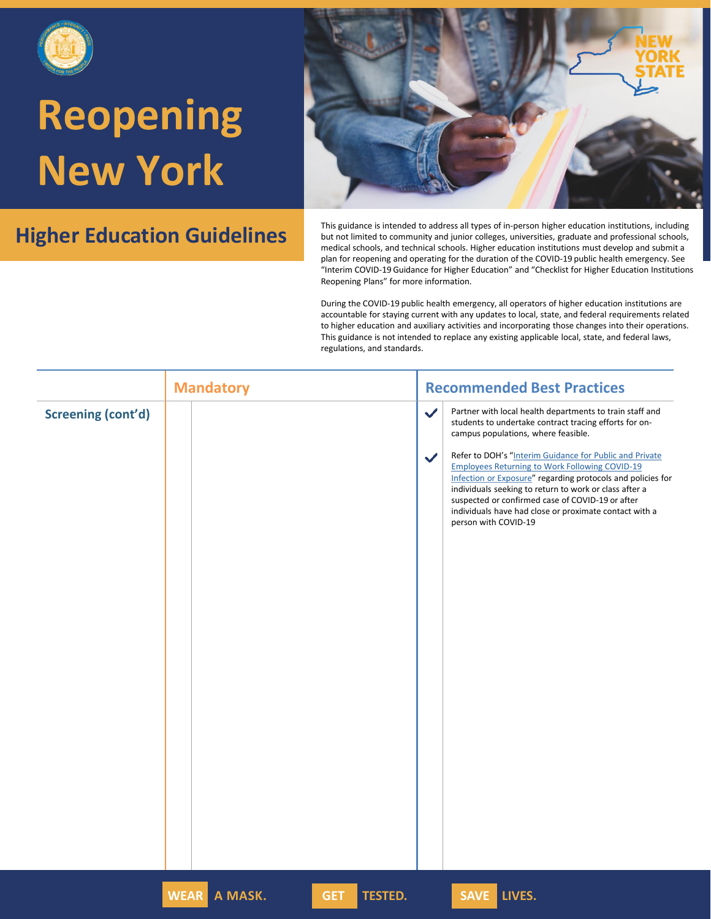# Reopening New York

## Higher Education Guidelines

This guidance is intended to address all types of in-person higher education institutions, including but not limited to community and junior colleges, universities, graduate and professional schools, medical schools, and technical schools. Higher education institutions must develop and submit a plan for reopening and operating for the duration of the COVID-19 public health emergency. See "Interim COVID-19 Guidance for Higher Education" and "Checklist for Higher Education Institutions Reopening Plans" for more information.

During the COVID-19 public health emergency, all operators of higher education institutions are accountable for staying current with any updates to local, state, and federal requirements related to higher education and auxiliary activities and incorporating those changes into their operations. This guidance is not intended to replace any existing applicable local, state, and federal laws, regulations, and standards.

| | Mandatory | Recommended Best Practices |
|---|---|---|
| **Screening (cont'd)** | | ✔ Partner with local health departments to train staff and students to undertake contract tracing efforts for on-campus populations, where feasible.<br><br>✔ Refer to DOH's "Interim Guidance for Public and Private Employees Returning to Work Following COVID-19 Infection or Exposure" regarding protocols and policies for individuals seeking to return to work or class after a suspected or confirmed case of COVID-19 or after individuals have had close or proximate contact with a person with COVID-19 |

WEAR A MASK. GET TESTED. SAVE LIVES.